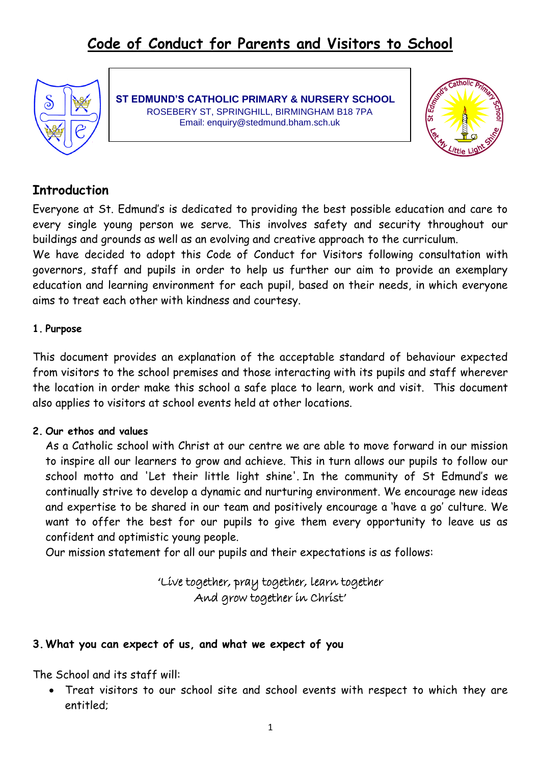# Code of Conduct for Parents and Visitors to School

**ST EDMUND'S CATHOLIC PRIMARY & NURSERY SCHOOL**
ROSEBERY ST, SPRINGHILL, BIRMINGHAM B18 7PA
Email: enquiry@stedmund.bham.sch.uk

## Introduction

Everyone at St. Edmund's is dedicated to providing the best possible education and care to every single young person we serve. This involves safety and security throughout our buildings and grounds as well as an evolving and creative approach to the curriculum.
We have decided to adopt this Code of Conduct for Visitors following consultation with governors, staff and pupils in order to help us further our aim to provide an exemplary education and learning environment for each pupil, based on their needs, in which everyone aims to treat each other with kindness and courtesy.

### 1. Purpose

This document provides an explanation of the acceptable standard of behaviour expected from visitors to the school premises and those interacting with its pupils and staff wherever the location in order make this school a safe place to learn, work and visit. This document also applies to visitors at school events held at other locations.

### 2. Our ethos and values

As a Catholic school with Christ at our centre we are able to move forward in our mission to inspire all our learners to grow and achieve. This in turn allows our pupils to follow our school motto and 'Let their little light shine'. In the community of St Edmund's we continually strive to develop a dynamic and nurturing environment. We encourage new ideas and expertise to be shared in our team and positively encourage a 'have a go' culture. We want to offer the best for our pupils to give them every opportunity to leave us as confident and optimistic young people.
Our mission statement for all our pupils and their expectations is as follows:

*'Live together, pray together, learn together*
*And grow together in Christ'*

### 3. What you can expect of us, and what we expect of you

The School and its staff will:

- Treat visitors to our school site and school events with respect to which they are entitled;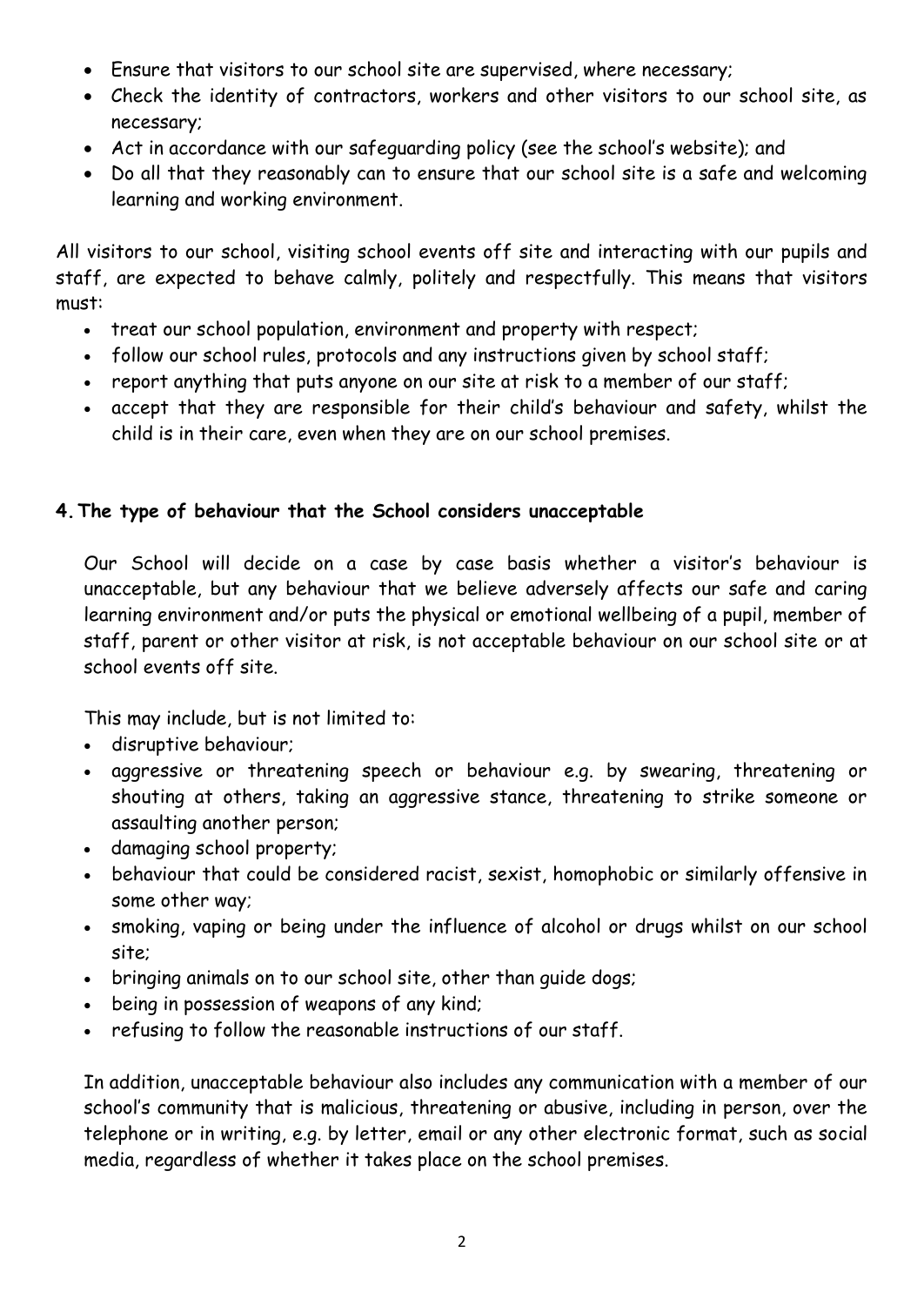- Ensure that visitors to our school site are supervised, where necessary;
- Check the identity of contractors, workers and other visitors to our school site, as necessary;
- Act in accordance with our safeguarding policy (see the school's website); and
- Do all that they reasonably can to ensure that our school site is a safe and welcoming learning and working environment.

All visitors to our school, visiting school events off site and interacting with our pupils and staff, are expected to behave calmly, politely and respectfully. This means that visitors must:

- treat our school population, environment and property with respect;
- follow our school rules, protocols and any instructions given by school staff;
- report anything that puts anyone on our site at risk to a member of our staff;
- accept that they are responsible for their child's behaviour and safety, whilst the child is in their care, even when they are on our school premises.

## 4. The type of behaviour that the School considers unacceptable

Our School will decide on a case by case basis whether a visitor's behaviour is unacceptable, but any behaviour that we believe adversely affects our safe and caring learning environment and/or puts the physical or emotional wellbeing of a pupil, member of staff, parent or other visitor at risk, is not acceptable behaviour on our school site or at school events off site.

This may include, but is not limited to:

- disruptive behaviour;
- aggressive or threatening speech or behaviour e.g. by swearing, threatening or shouting at others, taking an aggressive stance, threatening to strike someone or assaulting another person;
- damaging school property;
- behaviour that could be considered racist, sexist, homophobic or similarly offensive in some other way;
- smoking, vaping or being under the influence of alcohol or drugs whilst on our school site;
- bringing animals on to our school site, other than guide dogs;
- being in possession of weapons of any kind;
- refusing to follow the reasonable instructions of our staff.

In addition, unacceptable behaviour also includes any communication with a member of our school's community that is malicious, threatening or abusive, including in person, over the telephone or in writing, e.g. by letter, email or any other electronic format, such as social media, regardless of whether it takes place on the school premises.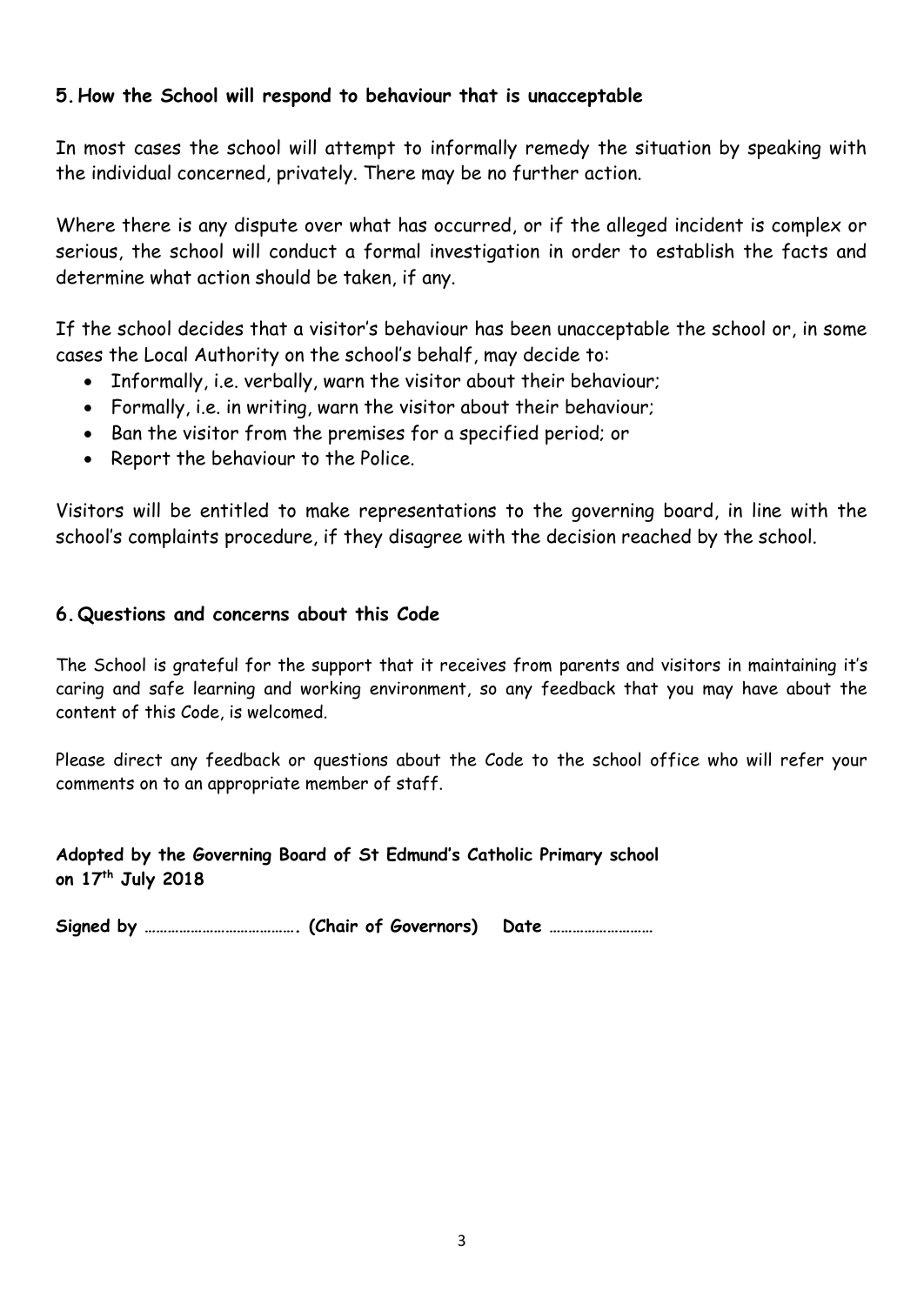## 5. How the School will respond to behaviour that is unacceptable

In most cases the school will attempt to informally remedy the situation by speaking with the individual concerned, privately. There may be no further action.

Where there is any dispute over what has occurred, or if the alleged incident is complex or serious, the school will conduct a formal investigation in order to establish the facts and determine what action should be taken, if any.

If the school decides that a visitor's behaviour has been unacceptable the school or, in some cases the Local Authority on the school's behalf, may decide to:

- Informally, i.e. verbally, warn the visitor about their behaviour;
- Formally, i.e. in writing, warn the visitor about their behaviour;
- Ban the visitor from the premises for a specified period; or
- Report the behaviour to the Police.

Visitors will be entitled to make representations to the governing board, in line with the school's complaints procedure, if they disagree with the decision reached by the school.

## 6. Questions and concerns about this Code

The School is grateful for the support that it receives from parents and visitors in maintaining it's caring and safe learning and working environment, so any feedback that you may have about the content of this Code, is welcomed.

Please direct any feedback or questions about the Code to the school office who will refer your comments on to an appropriate member of staff.

**Adopted by the Governing Board of St Edmund's Catholic Primary school on 17th July 2018**

**Signed by ………………………………. (Chair of Governors) Date ………………………**